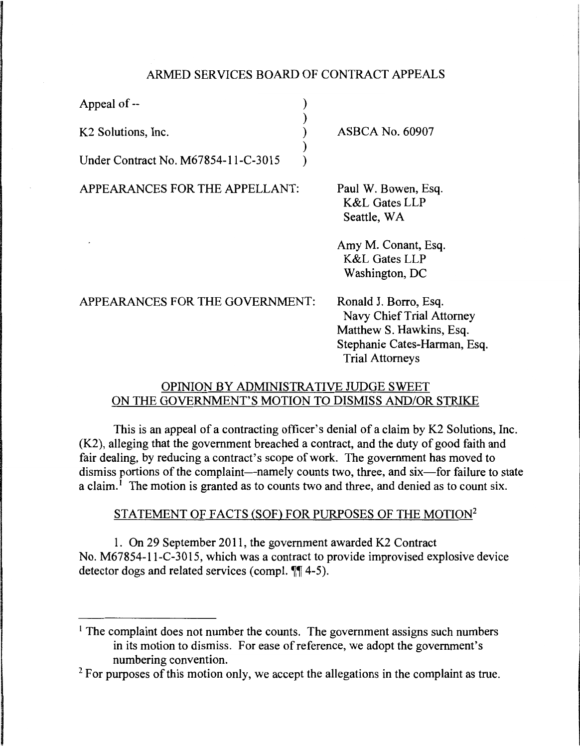ARMED SERVICES BOARD OF CONTRACT APPEALS

| | |
|---|---|
| Appeal of -- | |
| K2 Solutions, Inc. | ASBCA No. 60907 |
| Under Contract No. M67854-11-C-3015 | |

APPEARANCES FOR THE APPELLANT: Paul W. Bowen, Esq.
K&L Gates LLP
Seattle, WA

Amy M. Conant, Esq.
K&L Gates LLP
Washington, DC

APPEARANCES FOR THE GOVERNMENT: Ronald J. Borro, Esq.
Navy Chief Trial Attorney
Matthew S. Hawkins, Esq.
Stephanie Cates-Harman, Esq.
Trial Attorneys

## OPINION BY ADMINISTRATIVE JUDGE SWEET ON THE GOVERNMENT'S MOTION TO DISMISS AND/OR STRIKE

This is an appeal of a contracting officer's denial of a claim by K2 Solutions, Inc. (K2), alleging that the government breached a contract, and the duty of good faith and fair dealing, by reducing a contract's scope of work. The government has moved to dismiss portions of the complaint—namely counts two, three, and six—for failure to state a claim.[1] The motion is granted as to counts two and three, and denied as to count six.

## STATEMENT OF FACTS (SOF) FOR PURPOSES OF THE MOTION[2]

1. On 29 September 2011, the government awarded K2 Contract No. M67854-11-C-3015, which was a contract to provide improvised explosive device detector dogs and related services (compl. ¶¶ 4-5).

[1] The complaint does not number the counts. The government assigns such numbers in its motion to dismiss. For ease of reference, we adopt the government's numbering convention.

[2] For purposes of this motion only, we accept the allegations in the complaint as true.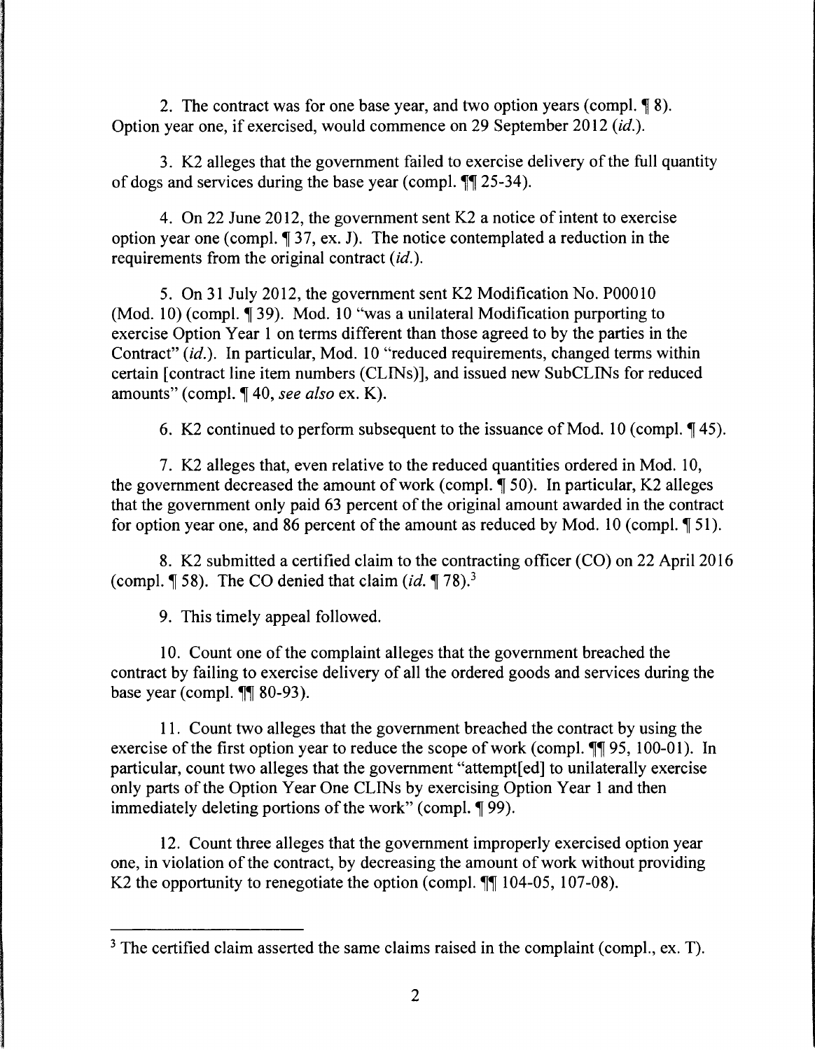2. The contract was for one base year, and two option years (compl. ¶ 8). Option year one, if exercised, would commence on 29 September 2012 (*id.*).

3. K2 alleges that the government failed to exercise delivery of the full quantity of dogs and services during the base year (compl. ¶¶ 25-34).

4. On 22 June 2012, the government sent K2 a notice of intent to exercise option year one (compl. ¶ 37, ex. J). The notice contemplated a reduction in the requirements from the original contract (*id.*).

5. On 31 July 2012, the government sent K2 Modification No. P00010 (Mod. 10) (compl. ¶ 39). Mod. 10 "was a unilateral Modification purporting to exercise Option Year 1 on terms different than those agreed to by the parties in the Contract" (*id.*). In particular, Mod. 10 "reduced requirements, changed terms within certain [contract line item numbers (CLINs)], and issued new SubCLINs for reduced amounts" (compl. ¶ 40, *see also* ex. K).

6. K2 continued to perform subsequent to the issuance of Mod. 10 (compl. ¶ 45).

7. K2 alleges that, even relative to the reduced quantities ordered in Mod. 10, the government decreased the amount of work (compl. ¶ 50). In particular, K2 alleges that the government only paid 63 percent of the original amount awarded in the contract for option year one, and 86 percent of the amount as reduced by Mod. 10 (compl. ¶ 51).

8. K2 submitted a certified claim to the contracting officer (CO) on 22 April 2016 (compl. ¶ 58). The CO denied that claim (*id.* ¶ 78).[3]

9. This timely appeal followed.

10. Count one of the complaint alleges that the government breached the contract by failing to exercise delivery of all the ordered goods and services during the base year (compl. ¶¶ 80-93).

11. Count two alleges that the government breached the contract by using the exercise of the first option year to reduce the scope of work (compl. ¶¶ 95, 100-01). In particular, count two alleges that the government "attempt[ed] to unilaterally exercise only parts of the Option Year One CLINs by exercising Option Year 1 and then immediately deleting portions of the work" (compl. ¶ 99).

12. Count three alleges that the government improperly exercised option year one, in violation of the contract, by decreasing the amount of work without providing K2 the opportunity to renegotiate the option (compl. ¶¶ 104-05, 107-08).

---

[3] The certified claim asserted the same claims raised in the complaint (compl., ex. T).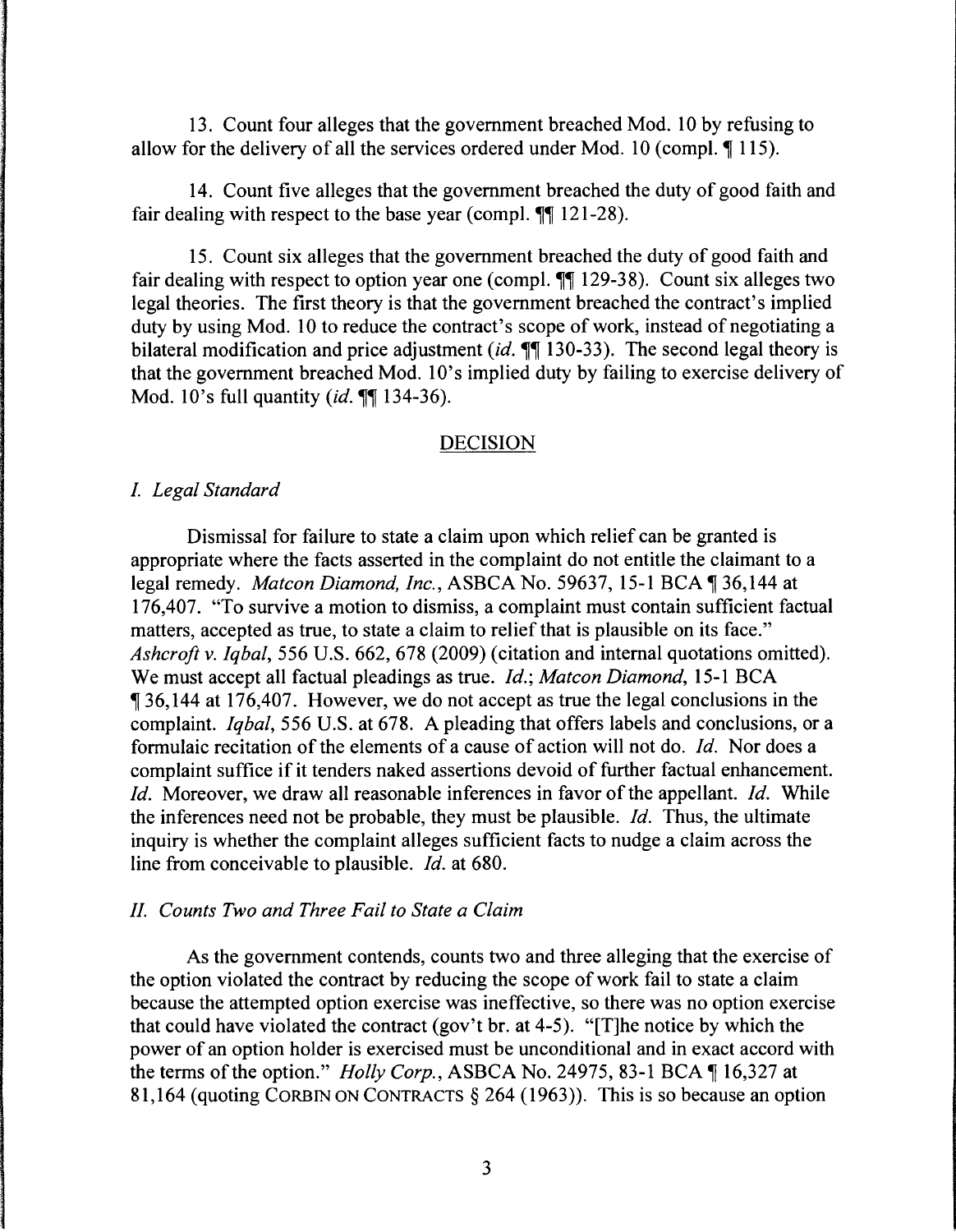13. Count four alleges that the government breached Mod. 10 by refusing to allow for the delivery of all the services ordered under Mod. 10 (compl. ¶ 115).

14. Count five alleges that the government breached the duty of good faith and fair dealing with respect to the base year (compl. ¶¶ 121-28).

15. Count six alleges that the government breached the duty of good faith and fair dealing with respect to option year one (compl. ¶¶ 129-38). Count six alleges two legal theories. The first theory is that the government breached the contract's implied duty by using Mod. 10 to reduce the contract's scope of work, instead of negotiating a bilateral modification and price adjustment (*id.* ¶¶ 130-33). The second legal theory is that the government breached Mod. 10's implied duty by failing to exercise delivery of Mod. 10's full quantity (*id.* ¶¶ 134-36).

## DECISION

### *I. Legal Standard*

Dismissal for failure to state a claim upon which relief can be granted is appropriate where the facts asserted in the complaint do not entitle the claimant to a legal remedy. *Matcon Diamond, Inc.*, ASBCA No. 59637, 15-1 BCA ¶ 36,144 at 176,407. "To survive a motion to dismiss, a complaint must contain sufficient factual matters, accepted as true, to state a claim to relief that is plausible on its face." *Ashcroft v. Iqbal*, 556 U.S. 662, 678 (2009) (citation and internal quotations omitted). We must accept all factual pleadings as true. *Id.*; *Matcon Diamond*, 15-1 BCA ¶ 36,144 at 176,407. However, we do not accept as true the legal conclusions in the complaint. *Iqbal*, 556 U.S. at 678. A pleading that offers labels and conclusions, or a formulaic recitation of the elements of a cause of action will not do. *Id.* Nor does a complaint suffice if it tenders naked assertions devoid of further factual enhancement. *Id.* Moreover, we draw all reasonable inferences in favor of the appellant. *Id.* While the inferences need not be probable, they must be plausible. *Id.* Thus, the ultimate inquiry is whether the complaint alleges sufficient facts to nudge a claim across the line from conceivable to plausible. *Id.* at 680.

### *II. Counts Two and Three Fail to State a Claim*

As the government contends, counts two and three alleging that the exercise of the option violated the contract by reducing the scope of work fail to state a claim because the attempted option exercise was ineffective, so there was no option exercise that could have violated the contract (gov't br. at 4-5). "[T]he notice by which the power of an option holder is exercised must be unconditional and in exact accord with the terms of the option." *Holly Corp.*, ASBCA No. 24975, 83-1 BCA ¶ 16,327 at 81,164 (quoting CORBIN ON CONTRACTS § 264 (1963)). This is so because an option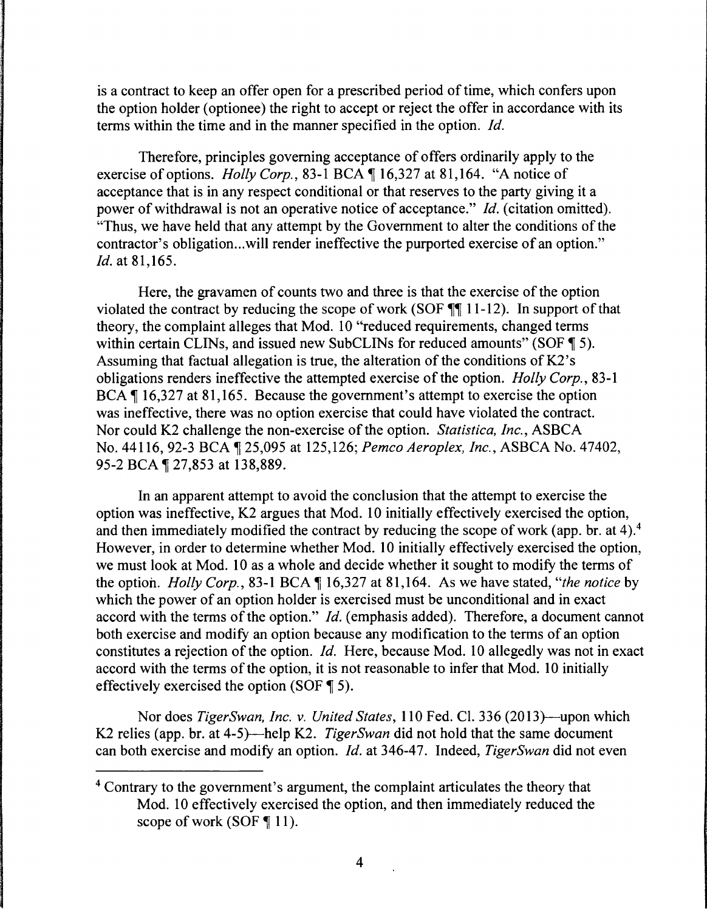is a contract to keep an offer open for a prescribed period of time, which confers upon the option holder (optionee) the right to accept or reject the offer in accordance with its terms within the time and in the manner specified in the option. *Id.*

Therefore, principles governing acceptance of offers ordinarily apply to the exercise of options. *Holly Corp.*, 83-1 BCA ¶ 16,327 at 81,164. "A notice of acceptance that is in any respect conditional or that reserves to the party giving it a power of withdrawal is not an operative notice of acceptance." *Id.* (citation omitted). "Thus, we have held that any attempt by the Government to alter the conditions of the contractor's obligation...will render ineffective the purported exercise of an option." *Id.* at 81,165.

Here, the gravamen of counts two and three is that the exercise of the option violated the contract by reducing the scope of work (SOF ¶¶ 11-12). In support of that theory, the complaint alleges that Mod. 10 "reduced requirements, changed terms within certain CLINs, and issued new SubCLINs for reduced amounts" (SOF ¶ 5). Assuming that factual allegation is true, the alteration of the conditions of K2's obligations renders ineffective the attempted exercise of the option. *Holly Corp.*, 83-1 BCA ¶ 16,327 at 81,165. Because the government's attempt to exercise the option was ineffective, there was no option exercise that could have violated the contract. Nor could K2 challenge the non-exercise of the option. *Statistica, Inc.*, ASBCA No. 44116, 92-3 BCA ¶ 25,095 at 125,126; *Pemco Aeroplex, Inc.*, ASBCA No. 47402, 95-2 BCA ¶ 27,853 at 138,889.

In an apparent attempt to avoid the conclusion that the attempt to exercise the option was ineffective, K2 argues that Mod. 10 initially effectively exercised the option, and then immediately modified the contract by reducing the scope of work (app. br. at 4).[4] However, in order to determine whether Mod. 10 initially effectively exercised the option, we must look at Mod. 10 as a whole and decide whether it sought to modify the terms of the option. *Holly Corp.*, 83-1 BCA ¶ 16,327 at 81,164. As we have stated, "*the notice* by which the power of an option holder is exercised must be unconditional and in exact accord with the terms of the option." *Id.* (emphasis added). Therefore, a document cannot both exercise and modify an option because any modification to the terms of an option constitutes a rejection of the option. *Id.* Here, because Mod. 10 allegedly was not in exact accord with the terms of the option, it is not reasonable to infer that Mod. 10 initially effectively exercised the option (SOF ¶ 5).

Nor does *TigerSwan, Inc. v. United States*, 110 Fed. Cl. 336 (2013)—upon which K2 relies (app. br. at 4-5)—help K2. *TigerSwan* did not hold that the same document can both exercise and modify an option. *Id.* at 346-47. Indeed, *TigerSwan* did not even

[4] Contrary to the government's argument, the complaint articulates the theory that Mod. 10 effectively exercised the option, and then immediately reduced the scope of work (SOF ¶ 11).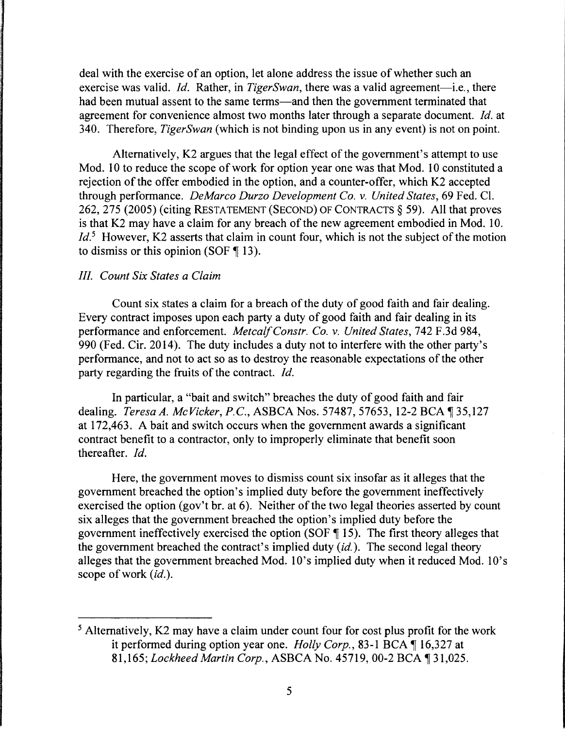deal with the exercise of an option, let alone address the issue of whether such an exercise was valid. *Id.* Rather, in *TigerSwan*, there was a valid agreement—i.e., there had been mutual assent to the same terms—and then the government terminated that agreement for convenience almost two months later through a separate document. *Id.* at 340. Therefore, *TigerSwan* (which is not binding upon us in any event) is not on point.

Alternatively, K2 argues that the legal effect of the government's attempt to use Mod. 10 to reduce the scope of work for option year one was that Mod. 10 constituted a rejection of the offer embodied in the option, and a counter-offer, which K2 accepted through performance. *DeMarco Durzo Development Co. v. United States*, 69 Fed. Cl. 262, 275 (2005) (citing RESTATEMENT (SECOND) OF CONTRACTS § 59). All that proves is that K2 may have a claim for any breach of the new agreement embodied in Mod. 10. *Id.*[5] However, K2 asserts that claim in count four, which is not the subject of the motion to dismiss or this opinion (SOF ¶ 13).

### *III. Count Six States a Claim*

Count six states a claim for a breach of the duty of good faith and fair dealing. Every contract imposes upon each party a duty of good faith and fair dealing in its performance and enforcement. *Metcalf Constr. Co. v. United States*, 742 F.3d 984, 990 (Fed. Cir. 2014). The duty includes a duty not to interfere with the other party's performance, and not to act so as to destroy the reasonable expectations of the other party regarding the fruits of the contract. *Id.*

In particular, a "bait and switch" breaches the duty of good faith and fair dealing. *Teresa A. McVicker, P.C.*, ASBCA Nos. 57487, 57653, 12-2 BCA ¶ 35,127 at 172,463. A bait and switch occurs when the government awards a significant contract benefit to a contractor, only to improperly eliminate that benefit soon thereafter. *Id.*

Here, the government moves to dismiss count six insofar as it alleges that the government breached the option's implied duty before the government ineffectively exercised the option (gov't br. at 6). Neither of the two legal theories asserted by count six alleges that the government breached the option's implied duty before the government ineffectively exercised the option (SOF ¶ 15). The first theory alleges that the government breached the contract's implied duty (*id.*). The second legal theory alleges that the government breached Mod. 10's implied duty when it reduced Mod. 10's scope of work (*id.*).

---

[5] Alternatively, K2 may have a claim under count four for cost plus profit for the work it performed during option year one. *Holly Corp.*, 83-1 BCA ¶ 16,327 at 81,165; *Lockheed Martin Corp.*, ASBCA No. 45719, 00-2 BCA ¶ 31,025.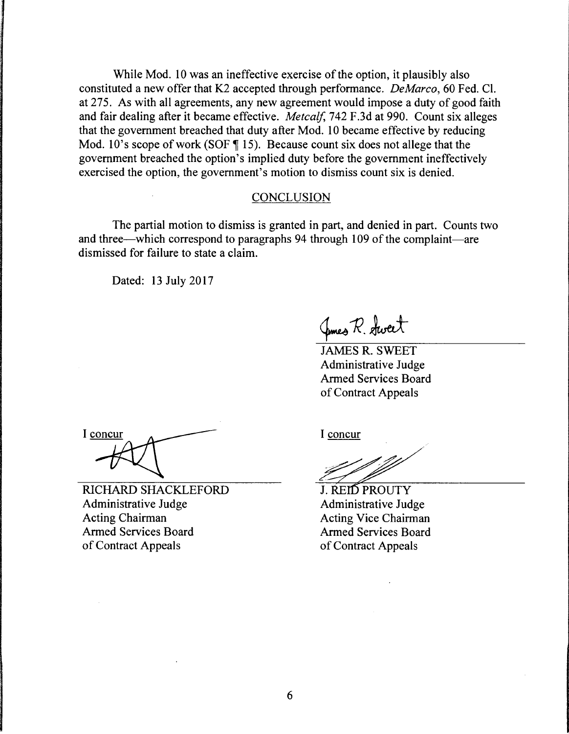While Mod. 10 was an ineffective exercise of the option, it plausibly also constituted a new offer that K2 accepted through performance. *DeMarco*, 60 Fed. Cl. at 275. As with all agreements, any new agreement would impose a duty of good faith and fair dealing after it became effective. *Metcalf*, 742 F.3d at 990. Count six alleges that the government breached that duty after Mod. 10 became effective by reducing Mod. 10's scope of work (SOF ¶ 15). Because count six does not allege that the government breached the option's implied duty before the government ineffectively exercised the option, the government's motion to dismiss count six is denied.

## CONCLUSION

The partial motion to dismiss is granted in part, and denied in part. Counts two and three—which correspond to paragraphs 94 through 109 of the complaint—are dismissed for failure to state a claim.

Dated: 13 July 2017

JAMES R. SWEET
Administrative Judge
Armed Services Board
of Contract Appeals

I concur

RICHARD SHACKLEFORD
Administrative Judge
Acting Chairman
Armed Services Board
of Contract Appeals

I concur

J. REID PROUTY
Administrative Judge
Acting Vice Chairman
Armed Services Board
of Contract Appeals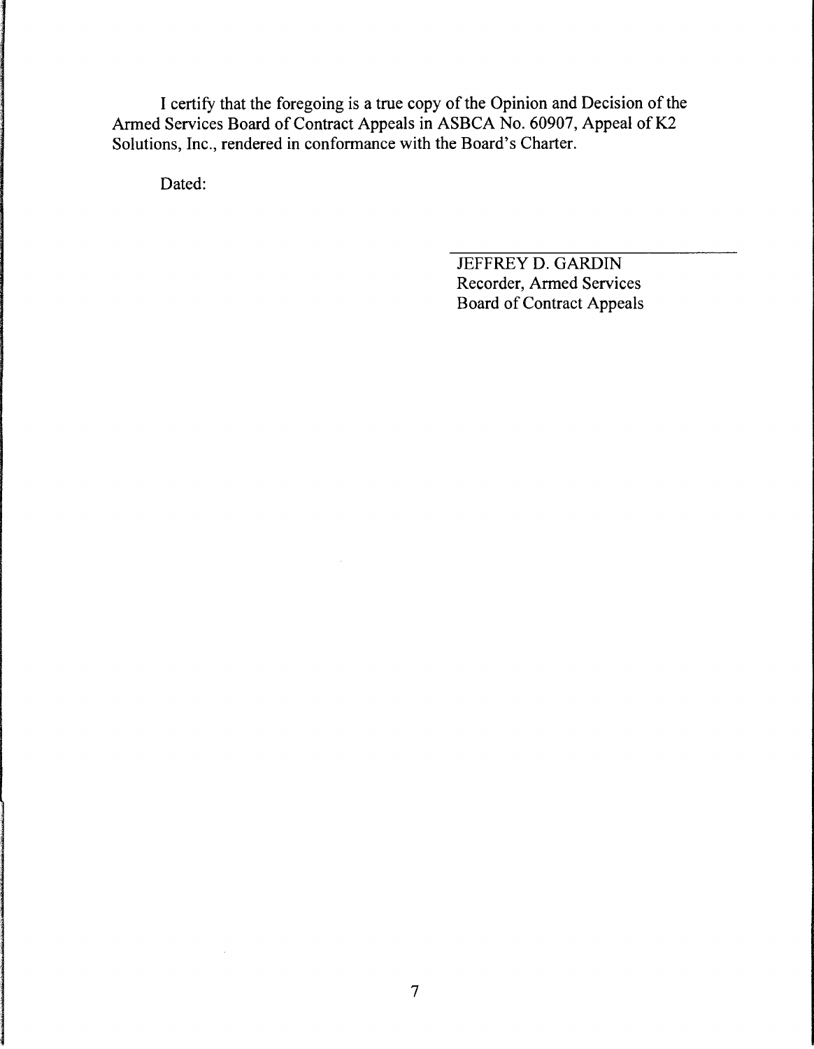I certify that the foregoing is a true copy of the Opinion and Decision of the Armed Services Board of Contract Appeals in ASBCA No. 60907, Appeal of K2 Solutions, Inc., rendered in conformance with the Board's Charter.

Dated:

JEFFREY D. GARDIN
Recorder, Armed Services
Board of Contract Appeals